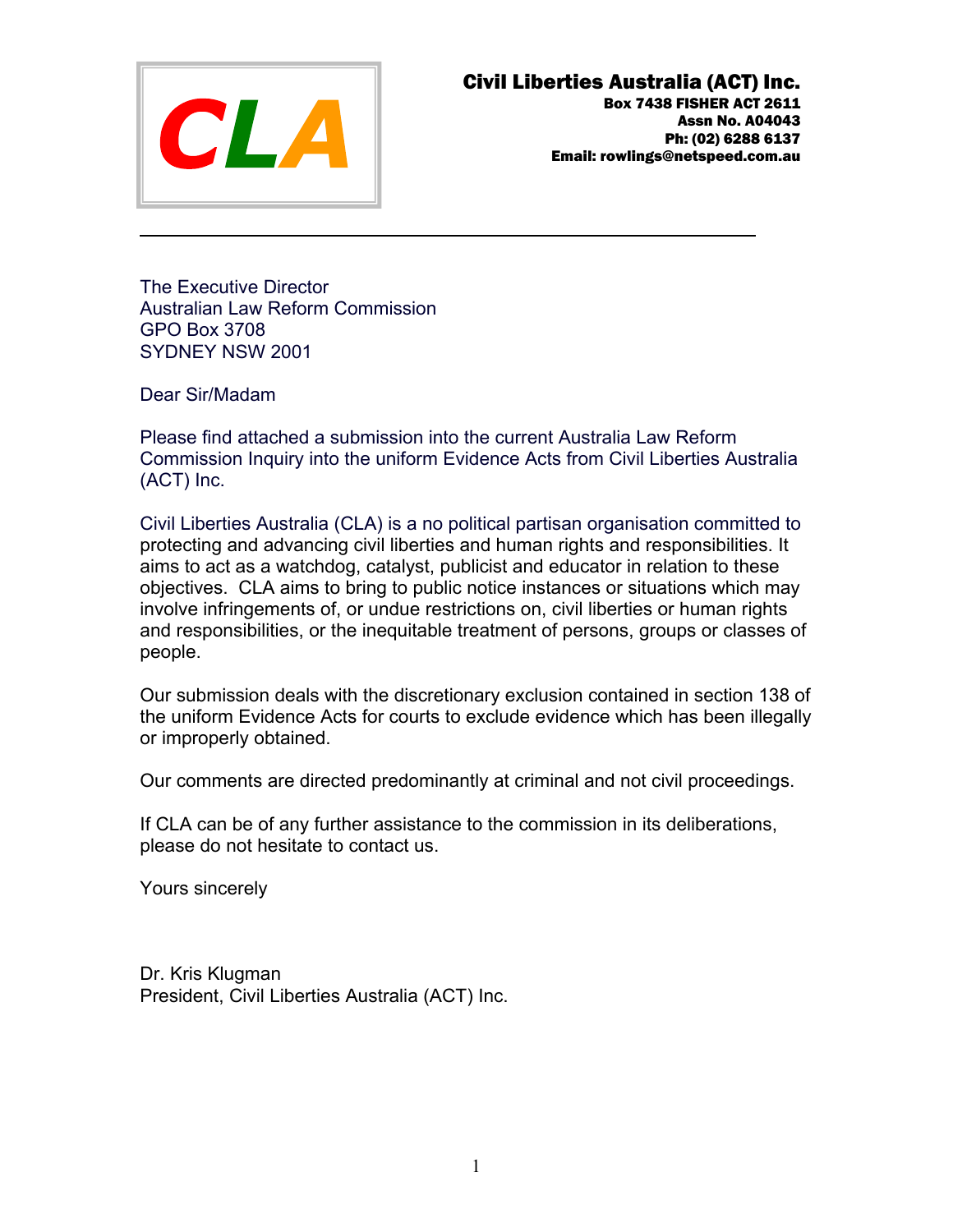CLA

**Civil Liberties Australia (ACT) Inc.**
**Box 7438 FISHER ACT 2611**
**Assn No. A04043**
**Ph: (02) 6288 6137**
**Email: rowlings@netspeed.com.au**

---

The Executive Director
Australian Law Reform Commission
GPO Box 3708
SYDNEY NSW 2001

Dear Sir/Madam

Please find attached a submission into the current Australia Law Reform Commission Inquiry into the uniform Evidence Acts from Civil Liberties Australia (ACT) Inc.

Civil Liberties Australia (CLA) is a no political partisan organisation committed to protecting and advancing civil liberties and human rights and responsibilities. It aims to act as a watchdog, catalyst, publicist and educator in relation to these objectives. CLA aims to bring to public notice instances or situations which may involve infringements of, or undue restrictions on, civil liberties or human rights and responsibilities, or the inequitable treatment of persons, groups or classes of people.

Our submission deals with the discretionary exclusion contained in section 138 of the uniform Evidence Acts for courts to exclude evidence which has been illegally or improperly obtained.

Our comments are directed predominantly at criminal and not civil proceedings.

If CLA can be of any further assistance to the commission in its deliberations, please do not hesitate to contact us.

Yours sincerely

Dr. Kris Klugman
President, Civil Liberties Australia (ACT) Inc.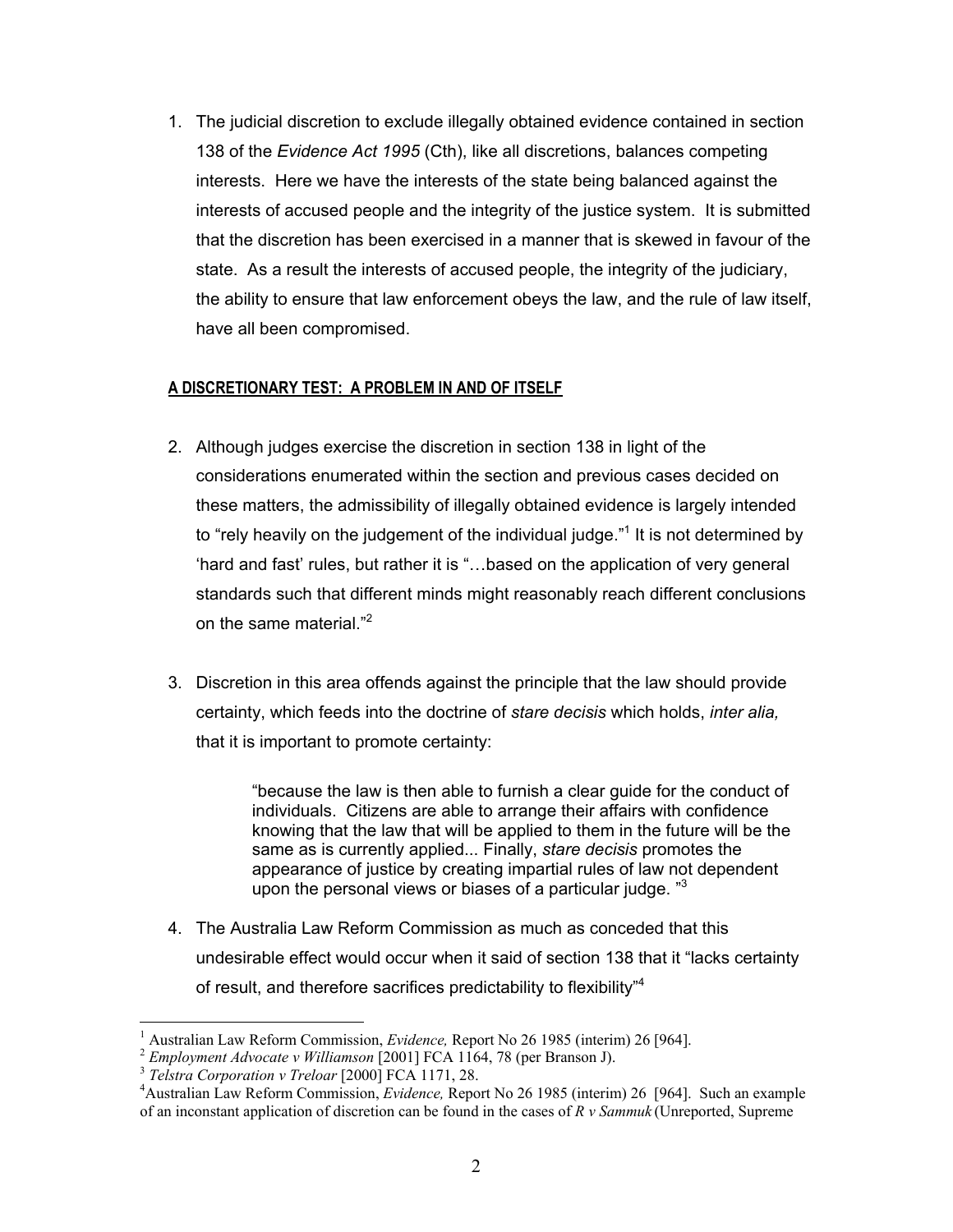1. The judicial discretion to exclude illegally obtained evidence contained in section 138 of the *Evidence Act 1995* (Cth), like all discretions, balances competing interests. Here we have the interests of the state being balanced against the interests of accused people and the integrity of the justice system. It is submitted that the discretion has been exercised in a manner that is skewed in favour of the state. As a result the interests of accused people, the integrity of the judiciary, the ability to ensure that law enforcement obeys the law, and the rule of law itself, have all been compromised.

## A DISCRETIONARY TEST: A PROBLEM IN AND OF ITSELF

2. Although judges exercise the discretion in section 138 in light of the considerations enumerated within the section and previous cases decided on these matters, the admissibility of illegally obtained evidence is largely intended to "rely heavily on the judgement of the individual judge."[1] It is not determined by 'hard and fast' rules, but rather it is "…based on the application of very general standards such that different minds might reasonably reach different conclusions on the same material."[2]

3. Discretion in this area offends against the principle that the law should provide certainty, which feeds into the doctrine of *stare decisis* which holds, *inter alia,* that it is important to promote certainty:

> "because the law is then able to furnish a clear guide for the conduct of individuals. Citizens are able to arrange their affairs with confidence knowing that the law that will be applied to them in the future will be the same as is currently applied... Finally, *stare decisis* promotes the appearance of justice by creating impartial rules of law not dependent upon the personal views or biases of a particular judge. "[3]

4. The Australia Law Reform Commission as much as conceded that this undesirable effect would occur when it said of section 138 that it "lacks certainty of result, and therefore sacrifices predictability to flexibility"[4]

---

[1] Australian Law Reform Commission, *Evidence,* Report No 26 1985 (interim) 26 [964].

[2] *Employment Advocate v Williamson* [2001] FCA 1164, 78 (per Branson J).

[3] *Telstra Corporation v Treloar* [2000] FCA 1171, 28.

[4] Australian Law Reform Commission, *Evidence,* Report No 26 1985 (interim) 26 [964]. Such an example of an inconstant application of discretion can be found in the cases of *R v Sammuk* (Unreported, Supreme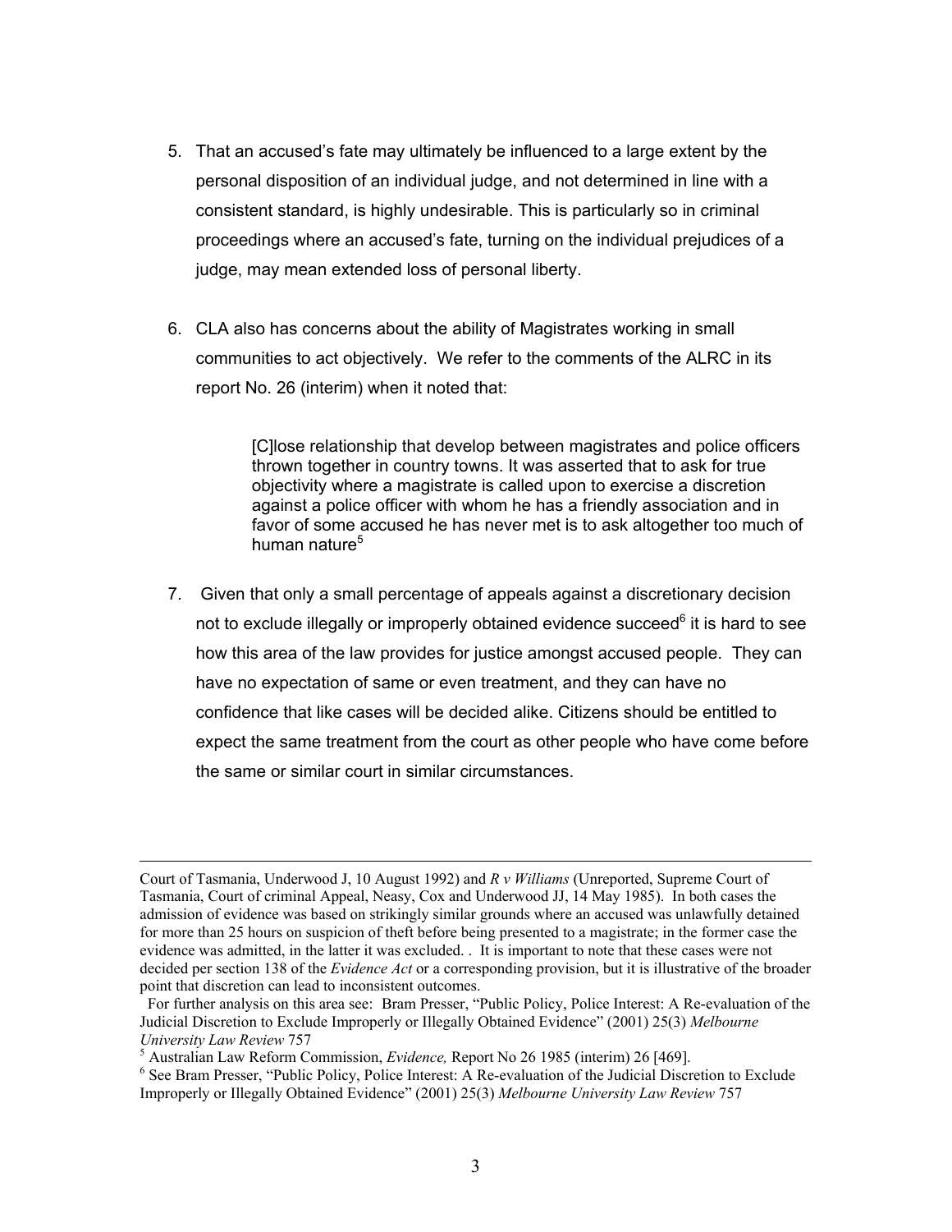5. That an accused's fate may ultimately be influenced to a large extent by the personal disposition of an individual judge, and not determined in line with a consistent standard, is highly undesirable. This is particularly so in criminal proceedings where an accused's fate, turning on the individual prejudices of a judge, may mean extended loss of personal liberty.

6. CLA also has concerns about the ability of Magistrates working in small communities to act objectively. We refer to the comments of the ALRC in its report No. 26 (interim) when it noted that:

   > [C]lose relationship that develop between magistrates and police officers thrown together in country towns. It was asserted that to ask for true objectivity where a magistrate is called upon to exercise a discretion against a police officer with whom he has a friendly association and in favor of some accused he has never met is to ask altogether too much of human nature[5]

7. Given that only a small percentage of appeals against a discretionary decision not to exclude illegally or improperly obtained evidence succeed[6] it is hard to see how this area of the law provides for justice amongst accused people. They can have no expectation of same or even treatment, and they can have no confidence that like cases will be decided alike. Citizens should be entitled to expect the same treatment from the court as other people who have come before the same or similar court in similar circumstances.

---

Court of Tasmania, Underwood J, 10 August 1992) and *R v Williams* (Unreported, Supreme Court of Tasmania, Court of criminal Appeal, Neasy, Cox and Underwood JJ, 14 May 1985). In both cases the admission of evidence was based on strikingly similar grounds where an accused was unlawfully detained for more than 25 hours on suspicion of theft before being presented to a magistrate; in the former case the evidence was admitted, in the latter it was excluded. . It is important to note that these cases were not decided per section 138 of the *Evidence Act* or a corresponding provision, but it is illustrative of the broader point that discretion can lead to inconsistent outcomes.

For further analysis on this area see: Bram Presser, "Public Policy, Police Interest: A Re-evaluation of the Judicial Discretion to Exclude Improperly or Illegally Obtained Evidence" (2001) 25(3) *Melbourne University Law Review* 757

[5] Australian Law Reform Commission, *Evidence,* Report No 26 1985 (interim) 26 [469].

[6] See Bram Presser, "Public Policy, Police Interest: A Re-evaluation of the Judicial Discretion to Exclude Improperly or Illegally Obtained Evidence" (2001) 25(3) *Melbourne University Law Review* 757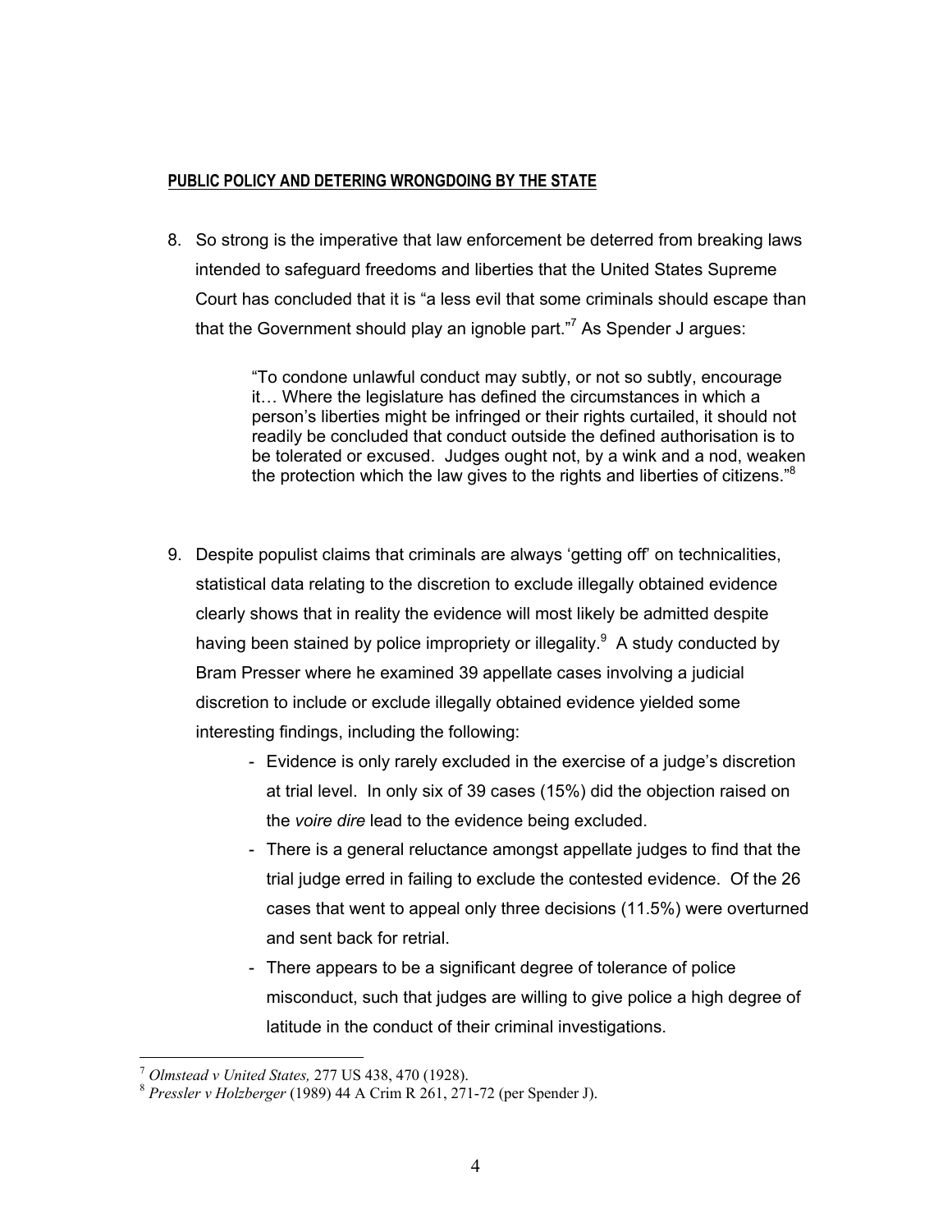**PUBLIC POLICY AND DETERING WRONGDOING BY THE STATE**

8. So strong is the imperative that law enforcement be deterred from breaking laws intended to safeguard freedoms and liberties that the United States Supreme Court has concluded that it is "a less evil that some criminals should escape than that the Government should play an ignoble part."[7] As Spender J argues:

> "To condone unlawful conduct may subtly, or not so subtly, encourage it… Where the legislature has defined the circumstances in which a person's liberties might be infringed or their rights curtailed, it should not readily be concluded that conduct outside the defined authorisation is to be tolerated or excused. Judges ought not, by a wink and a nod, weaken the protection which the law gives to the rights and liberties of citizens."[8]

9. Despite populist claims that criminals are always 'getting off' on technicalities, statistical data relating to the discretion to exclude illegally obtained evidence clearly shows that in reality the evidence will most likely be admitted despite having been stained by police impropriety or illegality.[9] A study conducted by Bram Presser where he examined 39 appellate cases involving a judicial discretion to include or exclude illegally obtained evidence yielded some interesting findings, including the following:
   - Evidence is only rarely excluded in the exercise of a judge's discretion at trial level. In only six of 39 cases (15%) did the objection raised on the *voire dire* lead to the evidence being excluded.
   - There is a general reluctance amongst appellate judges to find that the trial judge erred in failing to exclude the contested evidence. Of the 26 cases that went to appeal only three decisions (11.5%) were overturned and sent back for retrial.
   - There appears to be a significant degree of tolerance of police misconduct, such that judges are willing to give police a high degree of latitude in the conduct of their criminal investigations.

---

[7] *Olmstead v United States,* 277 US 438, 470 (1928).

[8] *Pressler v Holzberger* (1989) 44 A Crim R 261, 271-72 (per Spender J).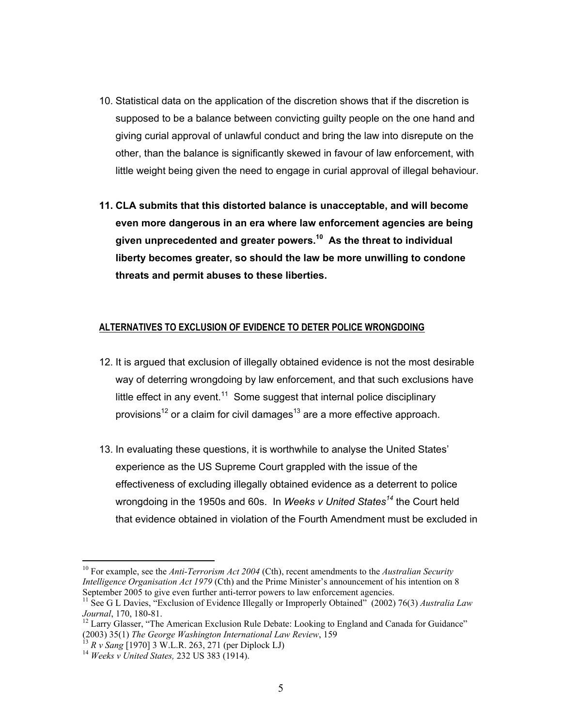10. Statistical data on the application of the discretion shows that if the discretion is supposed to be a balance between convicting guilty people on the one hand and giving curial approval of unlawful conduct and bring the law into disrepute on the other, than the balance is significantly skewed in favour of law enforcement, with little weight being given the need to engage in curial approval of illegal behaviour.

11. **CLA submits that this distorted balance is unacceptable, and will become even more dangerous in an era where law enforcement agencies are being given unprecedented and greater powers.[10] As the threat to individual liberty becomes greater, so should the law be more unwilling to condone threats and permit abuses to these liberties.**

## ALTERNATIVES TO EXCLUSION OF EVIDENCE TO DETER POLICE WRONGDOING

12. It is argued that exclusion of illegally obtained evidence is not the most desirable way of deterring wrongdoing by law enforcement, and that such exclusions have little effect in any event.[11] Some suggest that internal police disciplinary provisions[12] or a claim for civil damages[13] are a more effective approach.

13. In evaluating these questions, it is worthwhile to analyse the United States' experience as the US Supreme Court grappled with the issue of the effectiveness of excluding illegally obtained evidence as a deterrent to police wrongdoing in the 1950s and 60s. In *Weeks v United States*[14] the Court held that evidence obtained in violation of the Fourth Amendment must be excluded in

---

[10] For example, see the *Anti-Terrorism Act 2004* (Cth), recent amendments to the *Australian Security Intelligence Organisation Act 1979* (Cth) and the Prime Minister's announcement of his intention on 8 September 2005 to give even further anti-terror powers to law enforcement agencies.

[11] See G L Davies, "Exclusion of Evidence Illegally or Improperly Obtained" (2002) 76(3) *Australia Law Journal*, 170, 180-81.

[12] Larry Glasser, "The American Exclusion Rule Debate: Looking to England and Canada for Guidance" (2003) 35(1) *The George Washington International Law Review*, 159

[13] *R v Sang* [1970] 3 W.L.R. 263, 271 (per Diplock LJ)

[14] *Weeks v United States,* 232 US 383 (1914).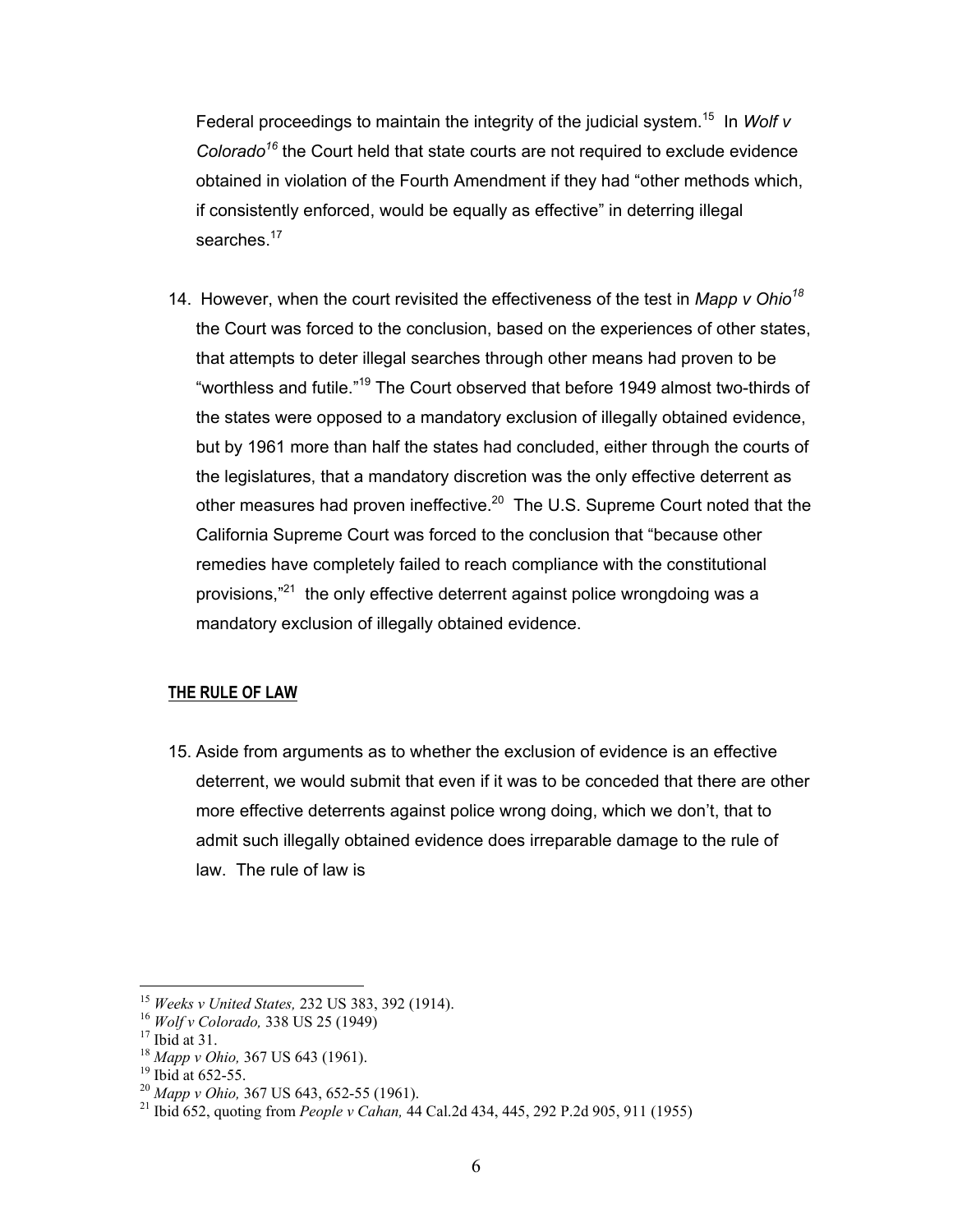Federal proceedings to maintain the integrity of the judicial system.[15] In *Wolf v Colorado*[16] the Court held that state courts are not required to exclude evidence obtained in violation of the Fourth Amendment if they had "other methods which, if consistently enforced, would be equally as effective" in deterring illegal searches.[17]

14. However, when the court revisited the effectiveness of the test in *Mapp v Ohio*[18] the Court was forced to the conclusion, based on the experiences of other states, that attempts to deter illegal searches through other means had proven to be "worthless and futile."[19] The Court observed that before 1949 almost two-thirds of the states were opposed to a mandatory exclusion of illegally obtained evidence, but by 1961 more than half the states had concluded, either through the courts of the legislatures, that a mandatory discretion was the only effective deterrent as other measures had proven ineffective.[20] The U.S. Supreme Court noted that the California Supreme Court was forced to the conclusion that "because other remedies have completely failed to reach compliance with the constitutional provisions,"[21] the only effective deterrent against police wrongdoing was a mandatory exclusion of illegally obtained evidence.

## THE RULE OF LAW

15. Aside from arguments as to whether the exclusion of evidence is an effective deterrent, we would submit that even if it was to be conceded that there are other more effective deterrents against police wrong doing, which we don't, that to admit such illegally obtained evidence does irreparable damage to the rule of law. The rule of law is

---

[15] *Weeks v United States,* 232 US 383, 392 (1914).
[16] *Wolf v Colorado,* 338 US 25 (1949)
[17] Ibid at 31.
[18] *Mapp v Ohio,* 367 US 643 (1961).
[19] Ibid at 652-55.
[20] *Mapp v Ohio,* 367 US 643, 652-55 (1961).
[21] Ibid 652, quoting from *People v Cahan,* 44 Cal.2d 434, 445, 292 P.2d 905, 911 (1955)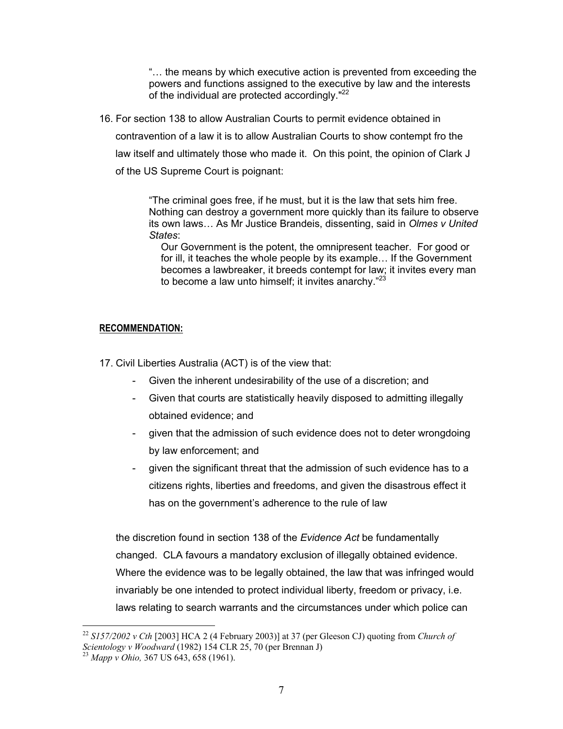> "… the means by which executive action is prevented from exceeding the powers and functions assigned to the executive by law and the interests of the individual are protected accordingly."[22]

16. For section 138 to allow Australian Courts to permit evidence obtained in contravention of a law it is to allow Australian Courts to show contempt fro the law itself and ultimately those who made it. On this point, the opinion of Clark J of the US Supreme Court is poignant:

> "The criminal goes free, if he must, but it is the law that sets him free. Nothing can destroy a government more quickly than its failure to observe its own laws… As Mr Justice Brandeis, dissenting, said in *Olmes v United States*:
>
> > Our Government is the potent, the omnipresent teacher. For good or for ill, it teaches the whole people by its example… If the Government becomes a lawbreaker, it breeds contempt for law; it invites every man to become a law unto himself; it invites anarchy."[23]

**RECOMMENDATION:**

17. Civil Liberties Australia (ACT) is of the view that:
    - Given the inherent undesirability of the use of a discretion; and
    - Given that courts are statistically heavily disposed to admitting illegally obtained evidence; and
    - given that the admission of such evidence does not to deter wrongdoing by law enforcement; and
    - given the significant threat that the admission of such evidence has to a citizens rights, liberties and freedoms, and given the disastrous effect it has on the government's adherence to the rule of law

    the discretion found in section 138 of the *Evidence Act* be fundamentally changed. CLA favours a mandatory exclusion of illegally obtained evidence. Where the evidence was to be legally obtained, the law that was infringed would invariably be one intended to protect individual liberty, freedom or privacy, i.e. laws relating to search warrants and the circumstances under which police can

---

[22] *S157/2002 v Cth* [2003] HCA 2 (4 February 2003)] at 37 (per Gleeson CJ) quoting from *Church of Scientology v Woodward* (1982) 154 CLR 25, 70 (per Brennan J)

[23] *Mapp v Ohio,* 367 US 643, 658 (1961).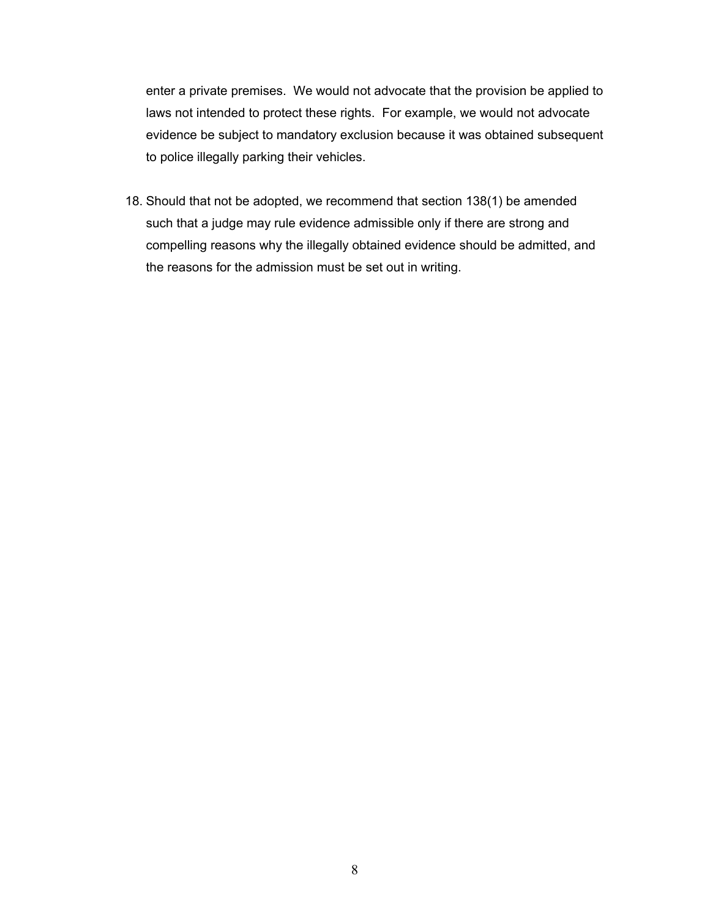enter a private premises. We would not advocate that the provision be applied to laws not intended to protect these rights. For example, we would not advocate evidence be subject to mandatory exclusion because it was obtained subsequent to police illegally parking their vehicles.

18. Should that not be adopted, we recommend that section 138(1) be amended such that a judge may rule evidence admissible only if there are strong and compelling reasons why the illegally obtained evidence should be admitted, and the reasons for the admission must be set out in writing.